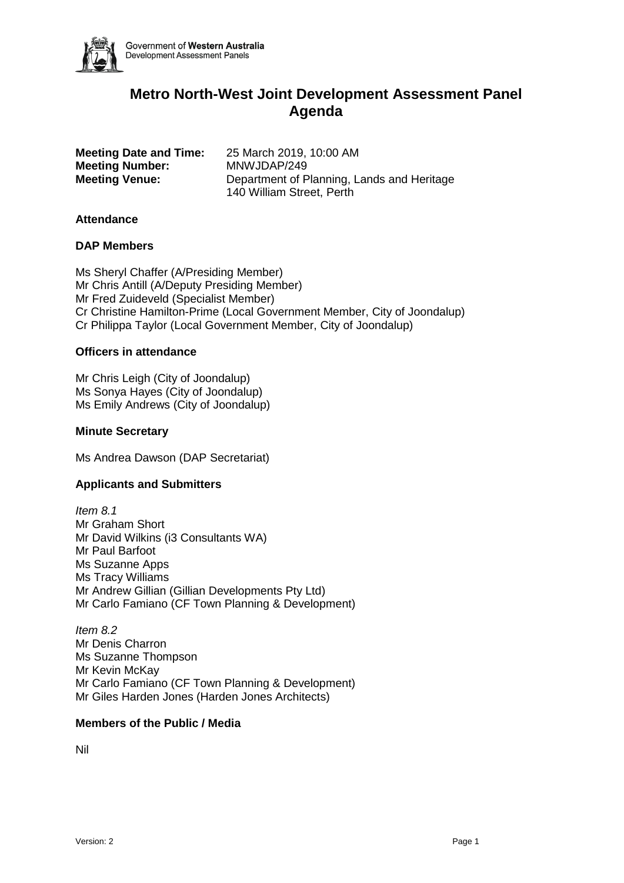Government of **Western Australia**
Development Assessment Panels

# Metro North-West Joint Development Assessment Panel Agenda

| | |
|---|---|
| **Meeting Date and Time:** | 25 March 2019, 10:00 AM |
| **Meeting Number:** | MNWJDAP/249 |
| **Meeting Venue:** | Department of Planning, Lands and Heritage 140 William Street, Perth |

### Attendance

### DAP Members

Ms Sheryl Chaffer (A/Presiding Member)
Mr Chris Antill (A/Deputy Presiding Member)
Mr Fred Zuideveld (Specialist Member)
Cr Christine Hamilton-Prime (Local Government Member, City of Joondalup)
Cr Philippa Taylor (Local Government Member, City of Joondalup)

### Officers in attendance

Mr Chris Leigh (City of Joondalup)
Ms Sonya Hayes (City of Joondalup)
Ms Emily Andrews (City of Joondalup)

### Minute Secretary

Ms Andrea Dawson (DAP Secretariat)

### Applicants and Submitters

*Item 8.1*
Mr Graham Short
Mr David Wilkins (i3 Consultants WA)
Mr Paul Barfoot
Ms Suzanne Apps
Ms Tracy Williams
Mr Andrew Gillian (Gillian Developments Pty Ltd)
Mr Carlo Famiano (CF Town Planning & Development)

*Item 8.2*
Mr Denis Charron
Ms Suzanne Thompson
Mr Kevin McKay
Mr Carlo Famiano (CF Town Planning & Development)
Mr Giles Harden Jones (Harden Jones Architects)

### Members of the Public / Media

Nil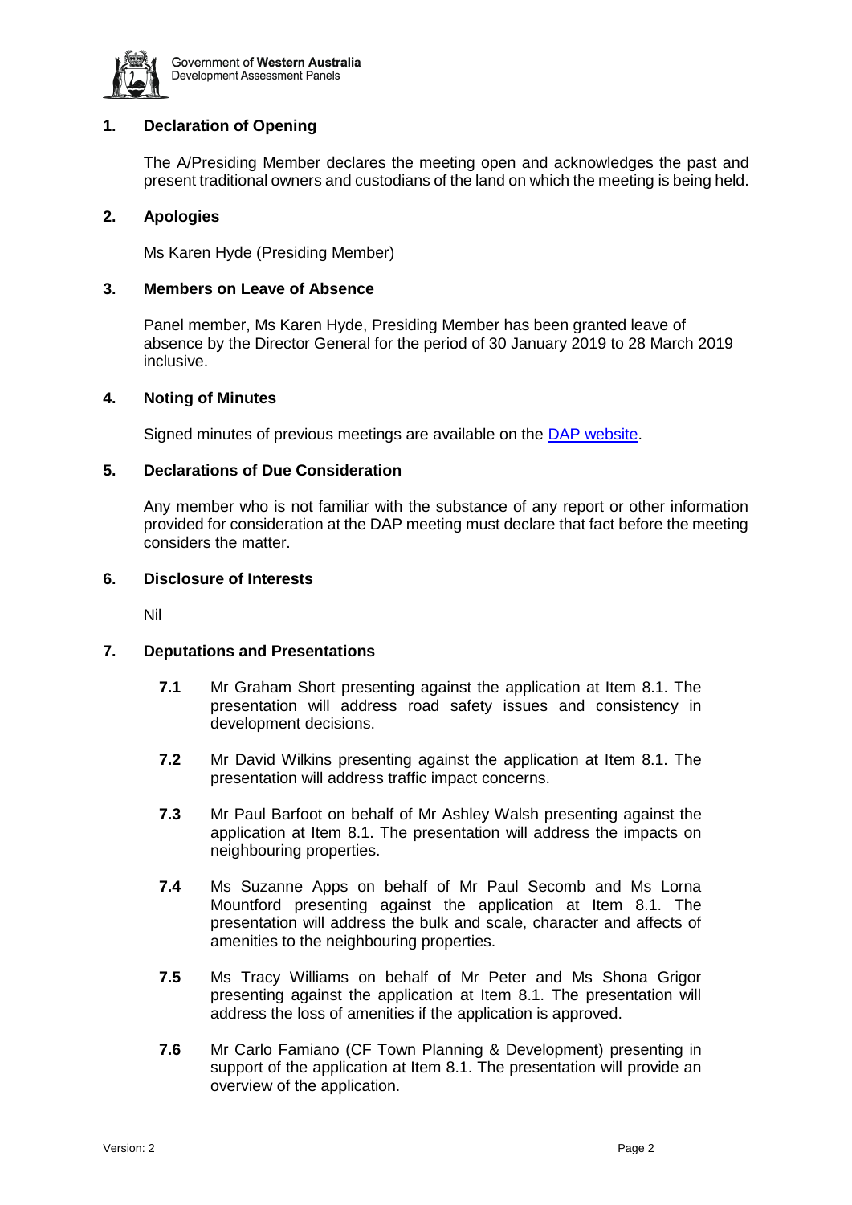## 1. Declaration of Opening

The A/Presiding Member declares the meeting open and acknowledges the past and present traditional owners and custodians of the land on which the meeting is being held.

## 2. Apologies

Ms Karen Hyde (Presiding Member)

## 3. Members on Leave of Absence

Panel member, Ms Karen Hyde, Presiding Member has been granted leave of absence by the Director General for the period of 30 January 2019 to 28 March 2019 inclusive.

## 4. Noting of Minutes

Signed minutes of previous meetings are available on the [DAP website](DAP website).

## 5. Declarations of Due Consideration

Any member who is not familiar with the substance of any report or other information provided for consideration at the DAP meeting must declare that fact before the meeting considers the matter.

## 6. Disclosure of Interests

Nil

## 7. Deputations and Presentations

**7.1** Mr Graham Short presenting against the application at Item 8.1. The presentation will address road safety issues and consistency in development decisions.

**7.2** Mr David Wilkins presenting against the application at Item 8.1. The presentation will address traffic impact concerns.

**7.3** Mr Paul Barfoot on behalf of Mr Ashley Walsh presenting against the application at Item 8.1. The presentation will address the impacts on neighbouring properties.

**7.4** Ms Suzanne Apps on behalf of Mr Paul Secomb and Ms Lorna Mountford presenting against the application at Item 8.1. The presentation will address the bulk and scale, character and affects of amenities to the neighbouring properties.

**7.5** Ms Tracy Williams on behalf of Mr Peter and Ms Shona Grigor presenting against the application at Item 8.1. The presentation will address the loss of amenities if the application is approved.

**7.6** Mr Carlo Famiano (CF Town Planning & Development) presenting in support of the application at Item 8.1. The presentation will provide an overview of the application.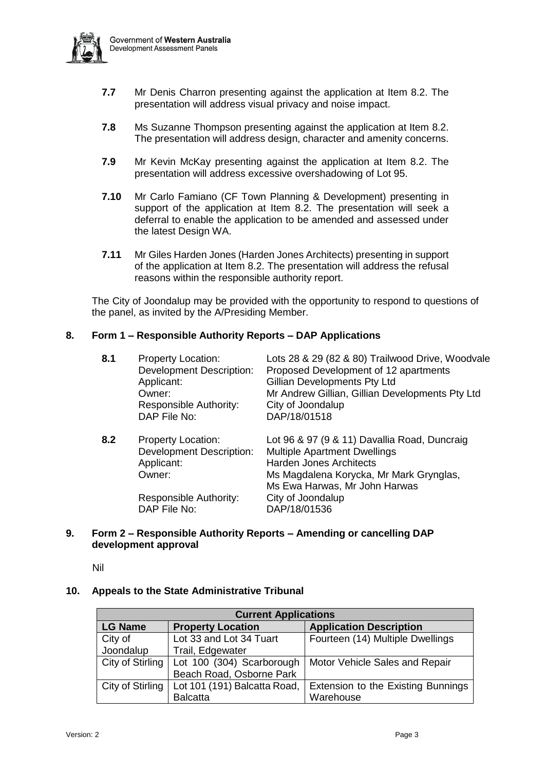**7.7** Mr Denis Charron presenting against the application at Item 8.2. The presentation will address visual privacy and noise impact.

**7.8** Ms Suzanne Thompson presenting against the application at Item 8.2. The presentation will address design, character and amenity concerns.

**7.9** Mr Kevin McKay presenting against the application at Item 8.2. The presentation will address excessive overshadowing of Lot 95.

**7.10** Mr Carlo Famiano (CF Town Planning & Development) presenting in support of the application at Item 8.2. The presentation will seek a deferral to enable the application to be amended and assessed under the latest Design WA.

**7.11** Mr Giles Harden Jones (Harden Jones Architects) presenting in support of the application at Item 8.2. The presentation will address the refusal reasons within the responsible authority report.

The City of Joondalup may be provided with the opportunity to respond to questions of the panel, as invited by the A/Presiding Member.

## 8. Form 1 – Responsible Authority Reports – DAP Applications

**8.1**

Property Location: Lots 28 & 29 (82 & 80) Trailwood Drive, Woodvale
Development Description: Proposed Development of 12 apartments
Applicant: Gillian Developments Pty Ltd
Owner: Mr Andrew Gillian, Gillian Developments Pty Ltd
Responsible Authority: City of Joondalup
DAP File No: DAP/18/01518

**8.2**

Property Location: Lot 96 & 97 (9 & 11) Davallia Road, Duncraig
Development Description: Multiple Apartment Dwellings
Applicant: Harden Jones Architects
Owner: Ms Magdalena Korycka, Mr Mark Grynglas, Ms Ewa Harwas, Mr John Harwas
Responsible Authority: City of Joondalup
DAP File No: DAP/18/01536

## 9. Form 2 – Responsible Authority Reports – Amending or cancelling DAP development approval

Nil

## 10. Appeals to the State Administrative Tribunal

| Current Applications | | |
|---|---|---|
| **LG Name** | **Property Location** | **Application Description** |
| City of Joondalup | Lot 33 and Lot 34 Tuart Trail, Edgewater | Fourteen (14) Multiple Dwellings |
| City of Stirling | Lot 100 (304) Scarborough Beach Road, Osborne Park | Motor Vehicle Sales and Repair |
| City of Stirling | Lot 101 (191) Balcatta Road, Balcatta | Extension to the Existing Bunnings Warehouse |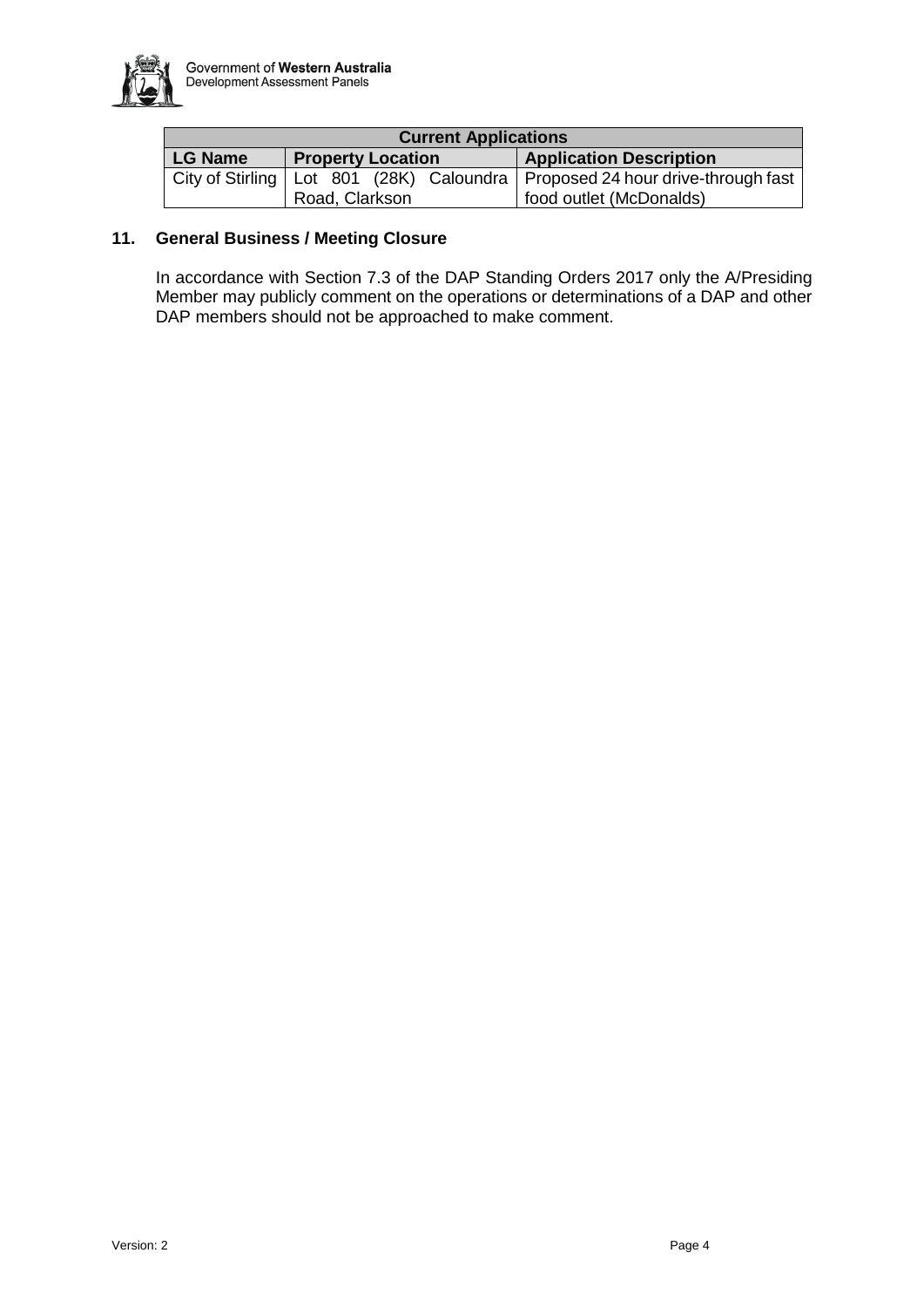| Current Applications | | |
|---|---|---|
| **LG Name** | **Property Location** | **Application Description** |
| City of Stirling | Lot 801 (28K) Caloundra Road, Clarkson | Proposed 24 hour drive-through fast food outlet (McDonalds) |

## 11. General Business / Meeting Closure

In accordance with Section 7.3 of the DAP Standing Orders 2017 only the A/Presiding Member may publicly comment on the operations or determinations of a DAP and other DAP members should not be approached to make comment.